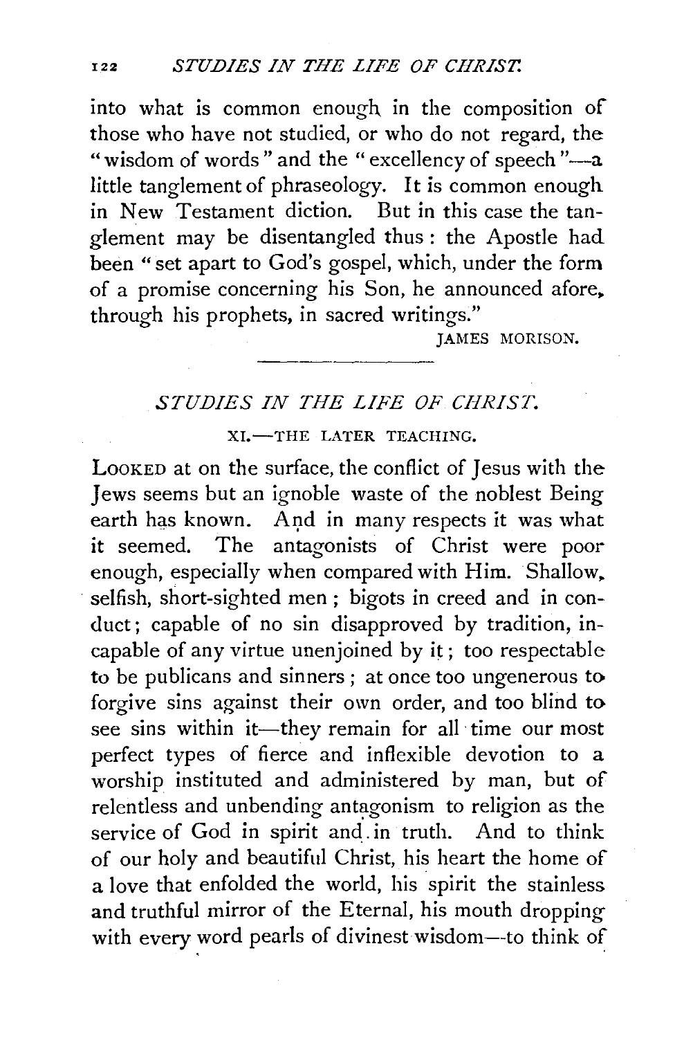into what is common enough in the composition of those who have not studied, or who do not regard, the "wisdom of words" and the "excellency of speech"—a little tanglement of phraseology. It is common enough in New Testament diction. But in this case the tanglement may be disentangled thus: the Apostle had been "set apart to God's gospel, which, under the form of a promise concerning his Son, he announced afore, through his prophets, in sacred writings."

JAMES MORISON.

---

## *STUDIES IN THE LIFE OF CHRIST.*

### XI.—THE LATER TEACHING.

LOOKED at on the surface, the conflict of Jesus with the Jews seems but an ignoble waste of the noblest Being earth has known. And in many respects it was what it seemed. The antagonists of Christ were poor enough, especially when compared with Him. Shallow, selfish, short-sighted men; bigots in creed and in conduct; capable of no sin disapproved by tradition, incapable of any virtue unenjoined by it; too respectable to be publicans and sinners; at once too ungenerous to forgive sins against their own order, and too blind to see sins within it—they remain for all time our most perfect types of fierce and inflexible devotion to a worship instituted and administered by man, but of relentless and unbending antagonism to religion as the service of God in spirit and in truth. And to think of our holy and beautiful Christ, his heart the home of a love that enfolded the world, his spirit the stainless and truthful mirror of the Eternal, his mouth dropping with every word pearls of divinest wisdom—to think of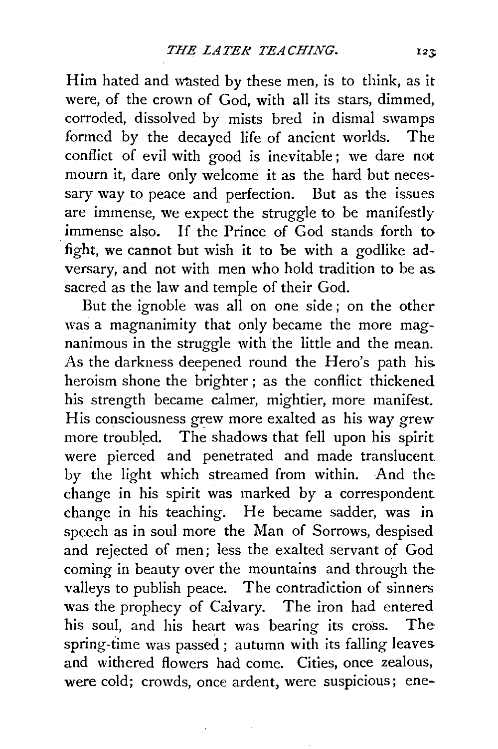Him hated and wasted by these men, is to think, as it were, of the crown of God, with all its stars, dimmed, corroded, dissolved by mists bred in dismal swamps formed by the decayed life of ancient worlds. The conflict of evil with good is inevitable; we dare not mourn it, dare only welcome it as the hard but necessary way to peace and perfection. But as the issues are immense, we expect the struggle to be manifestly immense also. If the Prince of God stands forth to fight, we cannot but wish it to be with a godlike adversary, and not with men who hold tradition to be as sacred as the law and temple of their God.

But the ignoble was all on one side; on the other was a magnanimity that only became the more magnanimous in the struggle with the little and the mean. As the darkness deepened round the Hero's path his heroism shone the brighter; as the conflict thickened his strength became calmer, mightier, more manifest. His consciousness grew more exalted as his way grew more troubled. The shadows that fell upon his spirit were pierced and penetrated and made translucent by the light which streamed from within. And the change in his spirit was marked by a correspondent change in his teaching. He became sadder, was in speech as in soul more the Man of Sorrows, despised and rejected of men; less the exalted servant of God coming in beauty over the mountains and through the valleys to publish peace. The contradiction of sinners was the prophecy of Calvary. The iron had entered his soul, and his heart was bearing its cross. The spring-time was passed; autumn with its falling leaves and withered flowers had come. Cities, once zealous, were cold; crowds, once ardent, were suspicious; ene-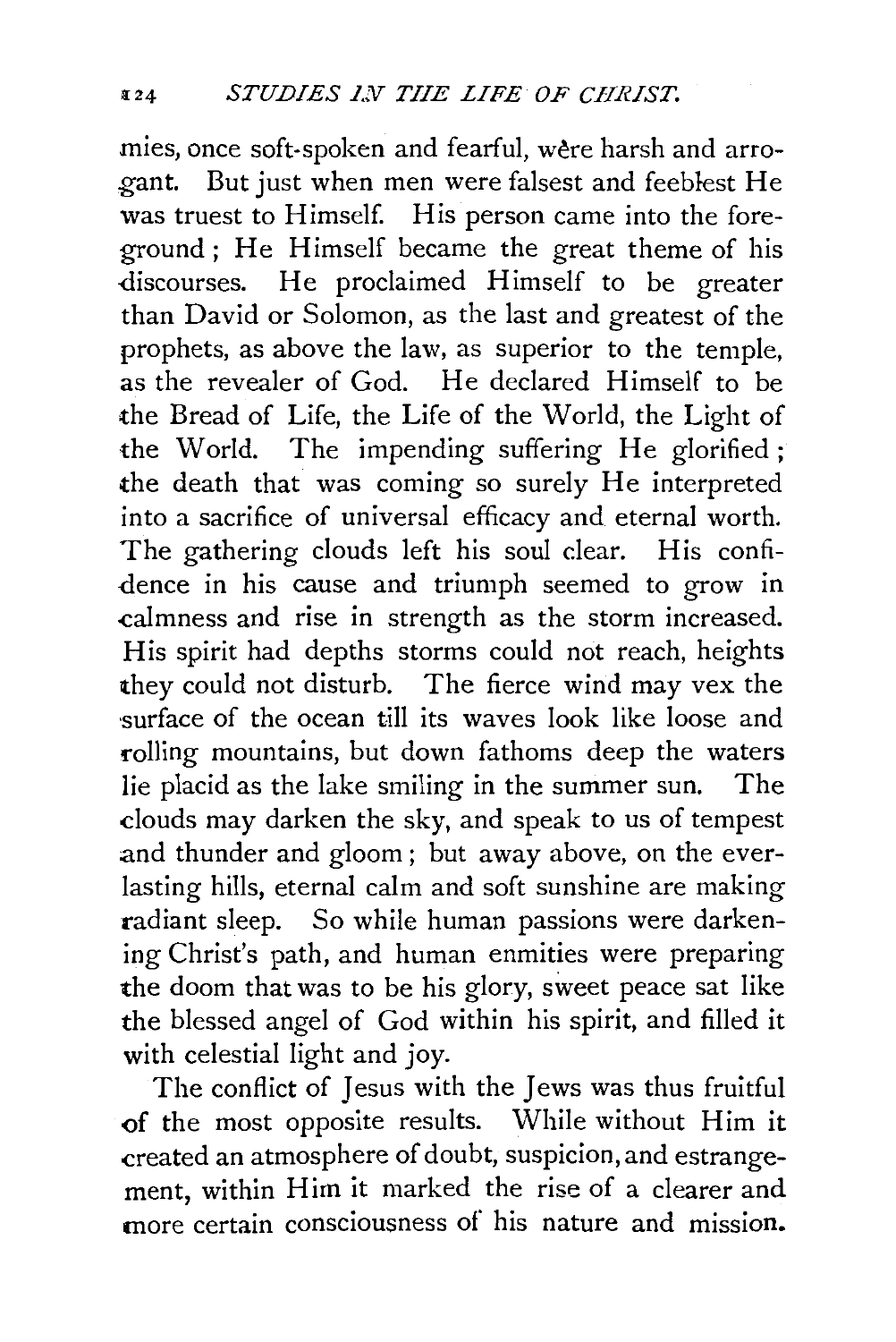mies, once soft-spoken and fearful, were harsh and arrogant. But just when men were falsest and feeblest He was truest to Himself. His person came into the foreground; He Himself became the great theme of his discourses. He proclaimed Himself to be greater than David or Solomon, as the last and greatest of the prophets, as above the law, as superior to the temple, as the revealer of God. He declared Himself to be the Bread of Life, the Life of the World, the Light of the World. The impending suffering He glorified; the death that was coming so surely He interpreted into a sacrifice of universal efficacy and eternal worth. The gathering clouds left his soul clear. His confidence in his cause and triumph seemed to grow in calmness and rise in strength as the storm increased. His spirit had depths storms could not reach, heights they could not disturb. The fierce wind may vex the surface of the ocean till its waves look like loose and rolling mountains, but down fathoms deep the waters lie placid as the lake smiling in the summer sun. The clouds may darken the sky, and speak to us of tempest and thunder and gloom; but away above, on the everlasting hills, eternal calm and soft sunshine are making radiant sleep. So while human passions were darkening Christ's path, and human enmities were preparing the doom that was to be his glory, sweet peace sat like the blessed angel of God within his spirit, and filled it with celestial light and joy.

The conflict of Jesus with the Jews was thus fruitful of the most opposite results. While without Him it created an atmosphere of doubt, suspicion, and estrangement, within Him it marked the rise of a clearer and more certain consciousness of his nature and mission.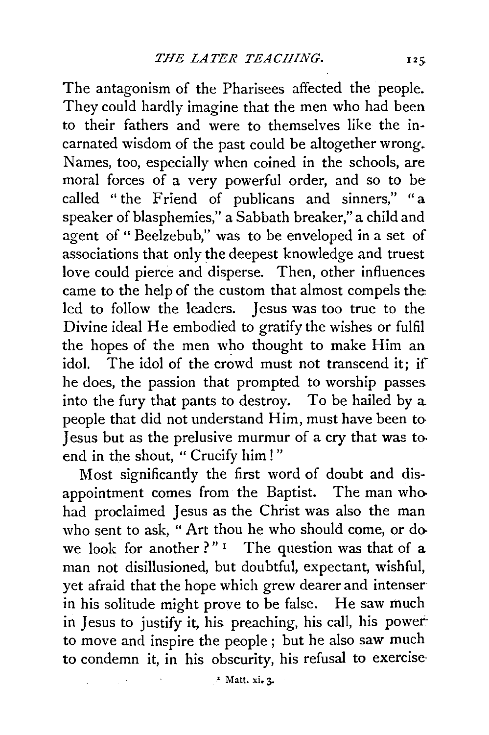The antagonism of the Pharisees affected the people. They could hardly imagine that the men who had been to their fathers and were to themselves like the incarnated wisdom of the past could be altogether wrong. Names, too, especially when coined in the schools, are moral forces of a very powerful order, and so to be called "the Friend of publicans and sinners," "a speaker of blasphemies," a Sabbath breaker," a child and agent of "Beelzebub," was to be enveloped in a set of associations that only the deepest knowledge and truest love could pierce and disperse. Then, other influences came to the help of the custom that almost compels the led to follow the leaders. Jesus was too true to the Divine ideal He embodied to gratify the wishes or fulfil the hopes of the men who thought to make Him an idol. The idol of the crowd must not transcend it; if he does, the passion that prompted to worship passes into the fury that pants to destroy. To be hailed by a people that did not understand Him, must have been to Jesus but as the prelusive murmur of a cry that was to end in the shout, "Crucify him!"

Most significantly the first word of doubt and disappointment comes from the Baptist. The man who had proclaimed Jesus as the Christ was also the man who sent to ask, "Art thou he who should come, or do we look for another?"[1] The question was that of a man not disillusioned, but doubtful, expectant, wishful, yet afraid that the hope which grew dearer and intenser in his solitude might prove to be false. He saw much in Jesus to justify it, his preaching, his call, his power to move and inspire the people; but he also saw much to condemn it, in his obscurity, his refusal to exercise

[1] Matt. xi. 3.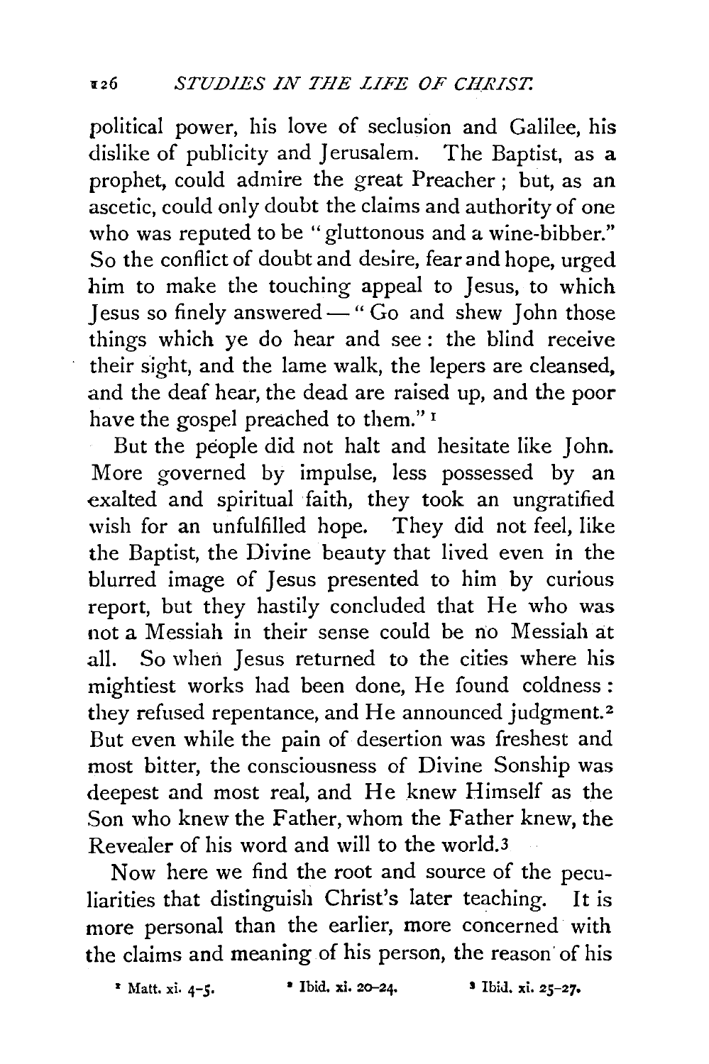political power, his love of seclusion and Galilee, his dislike of publicity and Jerusalem. The Baptist, as a prophet, could admire the great Preacher; but, as an ascetic, could only doubt the claims and authority of one who was reputed to be "gluttonous and a wine-bibber." So the conflict of doubt and desire, fear and hope, urged him to make the touching appeal to Jesus, to which Jesus so finely answered — "Go and shew John those things which ye do hear and see: the blind receive their sight, and the lame walk, the lepers are cleansed, and the deaf hear, the dead are raised up, and the poor have the gospel preached to them." [1]

But the people did not halt and hesitate like John. More governed by impulse, less possessed by an exalted and spiritual faith, they took an ungratified wish for an unfulfilled hope. They did not feel, like the Baptist, the Divine beauty that lived even in the blurred image of Jesus presented to him by curious report, but they hastily concluded that He who was not a Messiah in their sense could be no Messiah at all. So when Jesus returned to the cities where his mightiest works had been done, He found coldness: they refused repentance, and He announced judgment.[2] But even while the pain of desertion was freshest and most bitter, the consciousness of Divine Sonship was deepest and most real, and He knew Himself as the Son who knew the Father, whom the Father knew, the Revealer of his word and will to the world.[3]

Now here we find the root and source of the peculiarities that distinguish Christ's later teaching. It is more personal than the earlier, more concerned with the claims and meaning of his person, the reason of his

[1] Matt. xi. 4-5. [2] Ibid. xi. 20-24. [3] Ibid. xi. 25-27.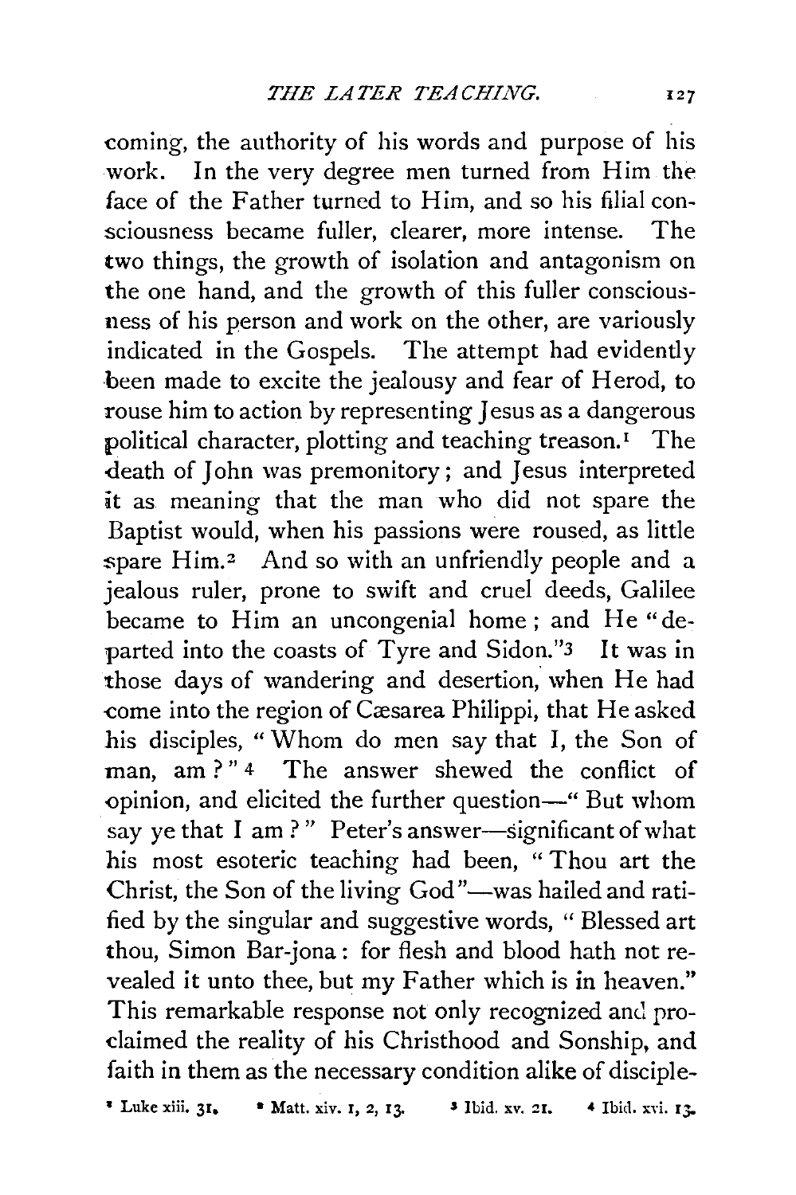coming, the authority of his words and purpose of his work. In the very degree men turned from Him the face of the Father turned to Him, and so his filial consciousness became fuller, clearer, more intense. The two things, the growth of isolation and antagonism on the one hand, and the growth of this fuller consciousness of his person and work on the other, are variously indicated in the Gospels. The attempt had evidently been made to excite the jealousy and fear of Herod, to rouse him to action by representing Jesus as a dangerous political character, plotting and teaching treason.[1] The death of John was premonitory; and Jesus interpreted it as meaning that the man who did not spare the Baptist would, when his passions were roused, as little spare Him.[2] And so with an unfriendly people and a jealous ruler, prone to swift and cruel deeds, Galilee became to Him an uncongenial home; and He "departed into the coasts of Tyre and Sidon."[3] It was in those days of wandering and desertion, when He had come into the region of Cæsarea Philippi, that He asked his disciples, "Whom do men say that I, the Son of man, am?"[4] The answer shewed the conflict of opinion, and elicited the further question—"But whom say ye that I am?" Peter's answer—significant of what his most esoteric teaching had been, "Thou art the Christ, the Son of the living God"—was hailed and ratified by the singular and suggestive words, "Blessed art thou, Simon Bar-jona: for flesh and blood hath not revealed it unto thee, but my Father which is in heaven." This remarkable response not only recognized and proclaimed the reality of his Christhood and Sonship, and faith in them as the necessary condition alike of disciple-

[1] Luke xiii. 31. [2] Matt. xiv. 1, 2, 13. [3] Ibid. xv. 21. [4] Ibid. xvi. 13.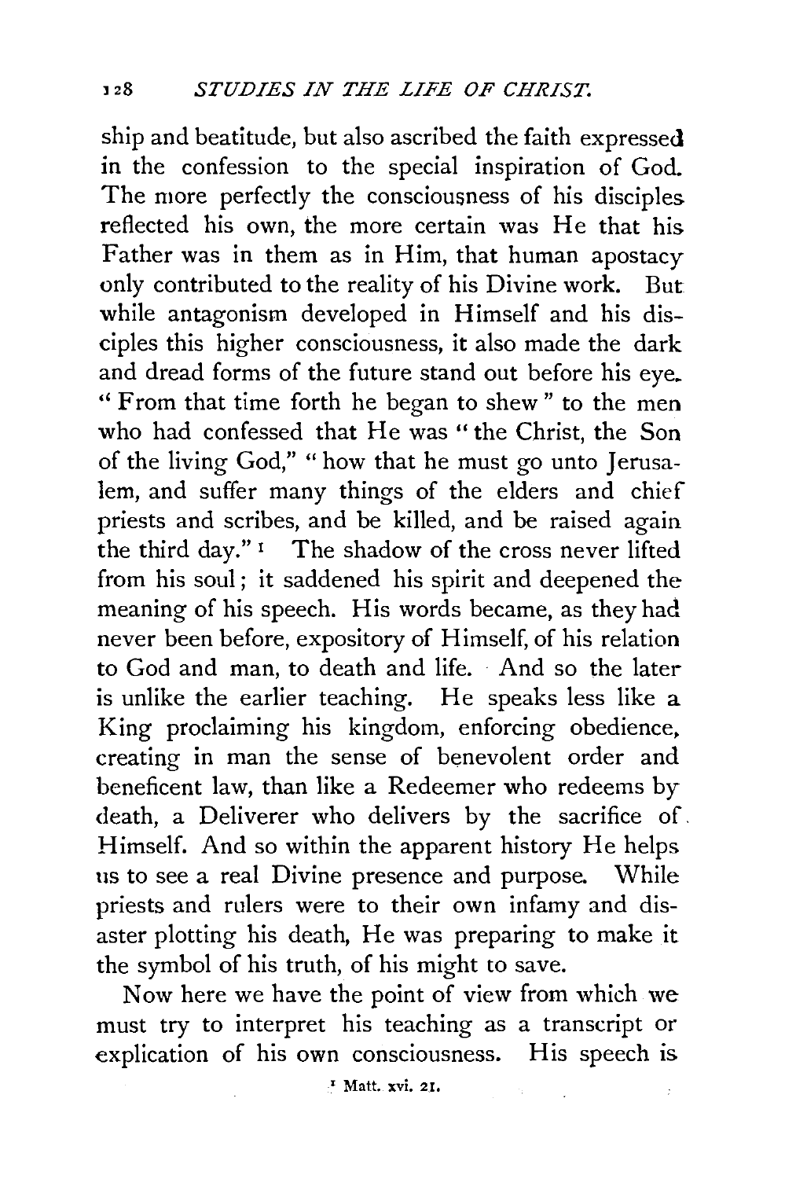ship and beatitude, but also ascribed the faith expressed in the confession to the special inspiration of God. The more perfectly the consciousness of his disciples reflected his own, the more certain was He that his Father was in them as in Him, that human apostacy only contributed to the reality of his Divine work. But while antagonism developed in Himself and his disciples this higher consciousness, it also made the dark and dread forms of the future stand out before his eye. "From that time forth he began to shew" to the men who had confessed that He was "the Christ, the Son of the living God," "how that he must go unto Jerusalem, and suffer many things of the elders and chief priests and scribes, and be killed, and be raised again the third day."[1] The shadow of the cross never lifted from his soul; it saddened his spirit and deepened the meaning of his speech. His words became, as they had never been before, expository of Himself, of his relation to God and man, to death and life. And so the later is unlike the earlier teaching. He speaks less like a King proclaiming his kingdom, enforcing obedience, creating in man the sense of benevolent order and beneficent law, than like a Redeemer who redeems by death, a Deliverer who delivers by the sacrifice of Himself. And so within the apparent history He helps us to see a real Divine presence and purpose. While priests and rulers were to their own infamy and disaster plotting his death, He was preparing to make it the symbol of his truth, of his might to save.

Now here we have the point of view from which we must try to interpret his teaching as a transcript or explication of his own consciousness. His speech is

[1] Matt. xvi. 21.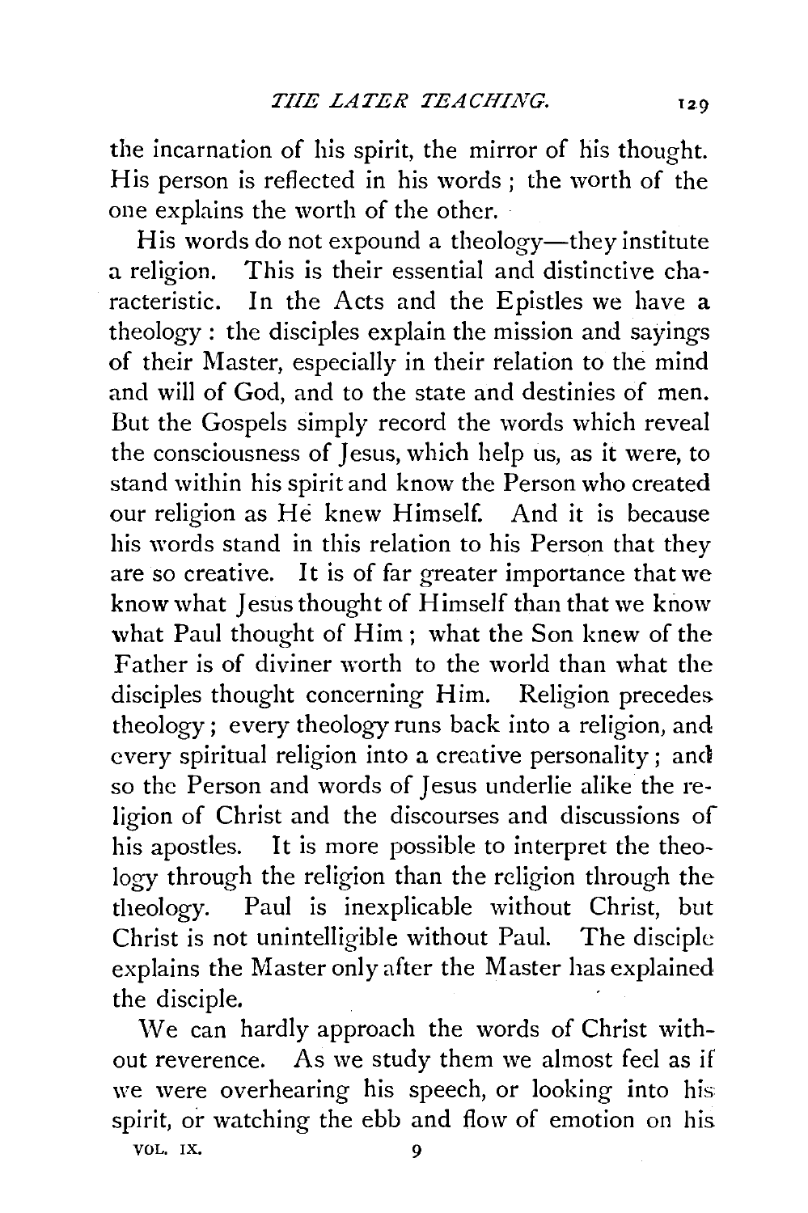the incarnation of his spirit, the mirror of his thought. His person is reflected in his words; the worth of the one explains the worth of the other.

His words do not expound a theology—they institute a religion. This is their essential and distinctive characteristic. In the Acts and the Epistles we have a theology: the disciples explain the mission and sayings of their Master, especially in their relation to the mind and will of God, and to the state and destinies of men. But the Gospels simply record the words which reveal the consciousness of Jesus, which help us, as it were, to stand within his spirit and know the Person who created our religion as He knew Himself. And it is because his words stand in this relation to his Person that they are so creative. It is of far greater importance that we know what Jesus thought of Himself than that we know what Paul thought of Him; what the Son knew of the Father is of diviner worth to the world than what the disciples thought concerning Him. Religion precedes theology; every theology runs back into a religion, and every spiritual religion into a creative personality; and so the Person and words of Jesus underlie alike the religion of Christ and the discourses and discussions of his apostles. It is more possible to interpret the theology through the religion than the religion through the theology. Paul is inexplicable without Christ, but Christ is not unintelligible without Paul. The disciple explains the Master only after the Master has explained the disciple.

We can hardly approach the words of Christ without reverence. As we study them we almost feel as if we were overhearing his speech, or looking into his spirit, or watching the ebb and flow of emotion on his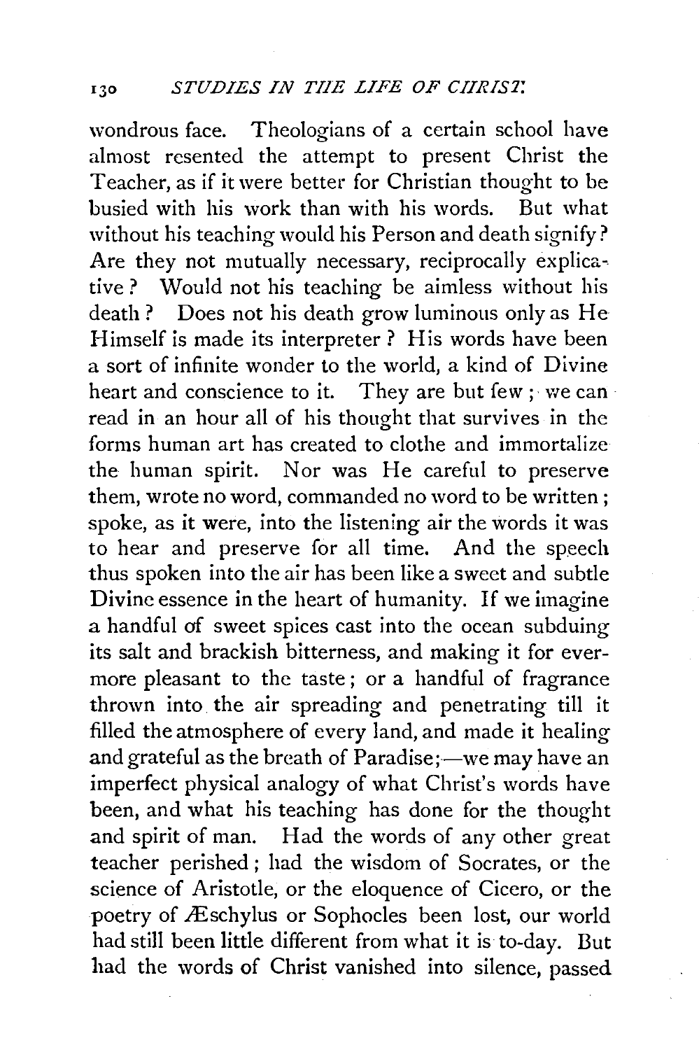wondrous face. Theologians of a certain school have almost resented the attempt to present Christ the Teacher, as if it were better for Christian thought to be busied with his work than with his words. But what without his teaching would his Person and death signify? Are they not mutually necessary, reciprocally explicative? Would not his teaching be aimless without his death? Does not his death grow luminous only as He Himself is made its interpreter? His words have been a sort of infinite wonder to the world, a kind of Divine heart and conscience to it. They are but few; we can read in an hour all of his thought that survives in the forms human art has created to clothe and immortalize the human spirit. Nor was He careful to preserve them, wrote no word, commanded no word to be written; spoke, as it were, into the listening air the words it was to hear and preserve for all time. And the speech thus spoken into the air has been like a sweet and subtle Divine essence in the heart of humanity. If we imagine a handful of sweet spices cast into the ocean subduing its salt and brackish bitterness, and making it for evermore pleasant to the taste; or a handful of fragrance thrown into the air spreading and penetrating till it filled the atmosphere of every land, and made it healing and grateful as the breath of Paradise;—we may have an imperfect physical analogy of what Christ's words have been, and what his teaching has done for the thought and spirit of man. Had the words of any other great teacher perished; had the wisdom of Socrates, or the science of Aristotle, or the eloquence of Cicero, or the poetry of Æschylus or Sophocles been lost, our world had still been little different from what it is to-day. But had the words of Christ vanished into silence, passed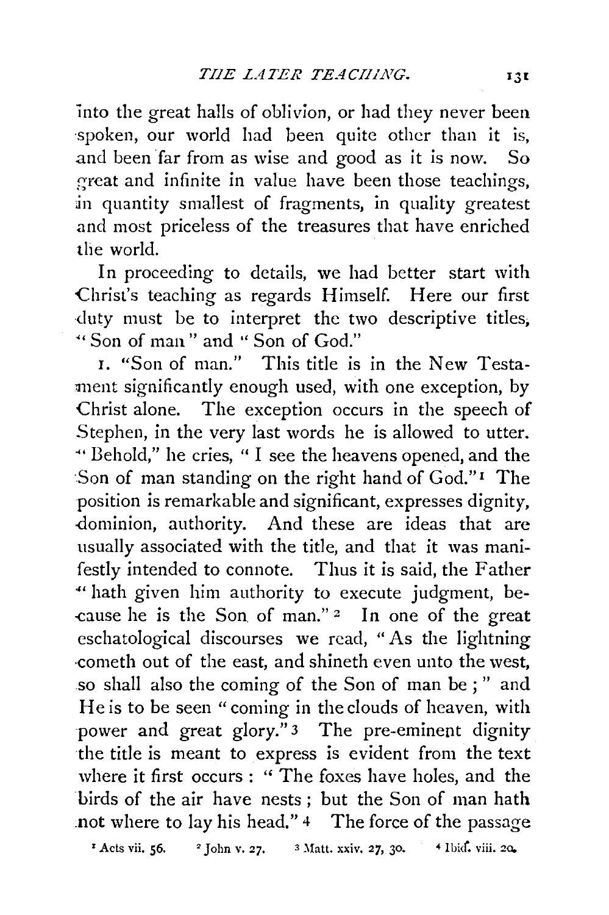into the great halls of oblivion, or had they never been spoken, our world had been quite other than it is, and been far from as wise and good as it is now. So great and infinite in value have been those teachings, in quantity smallest of fragments, in quality greatest and most priceless of the treasures that have enriched the world.

In proceeding to details, we had better start with Christ's teaching as regards Himself. Here our first duty must be to interpret the two descriptive titles, "Son of man" and "Son of God."

1. "Son of man." This title is in the New Testament significantly enough used, with one exception, by Christ alone. The exception occurs in the speech of Stephen, in the very last words he is allowed to utter. "Behold," he cries, "I see the heavens opened, and the Son of man standing on the right hand of God."[1] The position is remarkable and significant, expresses dignity, dominion, authority. And these are ideas that are usually associated with the title, and that it was manifestly intended to connote. Thus it is said, the Father "hath given him authority to execute judgment, because he is the Son of man."[2] In one of the great eschatological discourses we read, "As the lightning cometh out of the east, and shineth even unto the west, so shall also the coming of the Son of man be;" and He is to be seen "coming in the clouds of heaven, with power and great glory."[3] The pre-eminent dignity the title is meant to express is evident from the text where it first occurs: "The foxes have holes, and the birds of the air have nests; but the Son of man hath not where to lay his head."[4] The force of the passage

[1] Acts vii. 56. [2] John v. 27. [3] Matt. xxiv. 27, 30. [4] Ibid. viii. 20.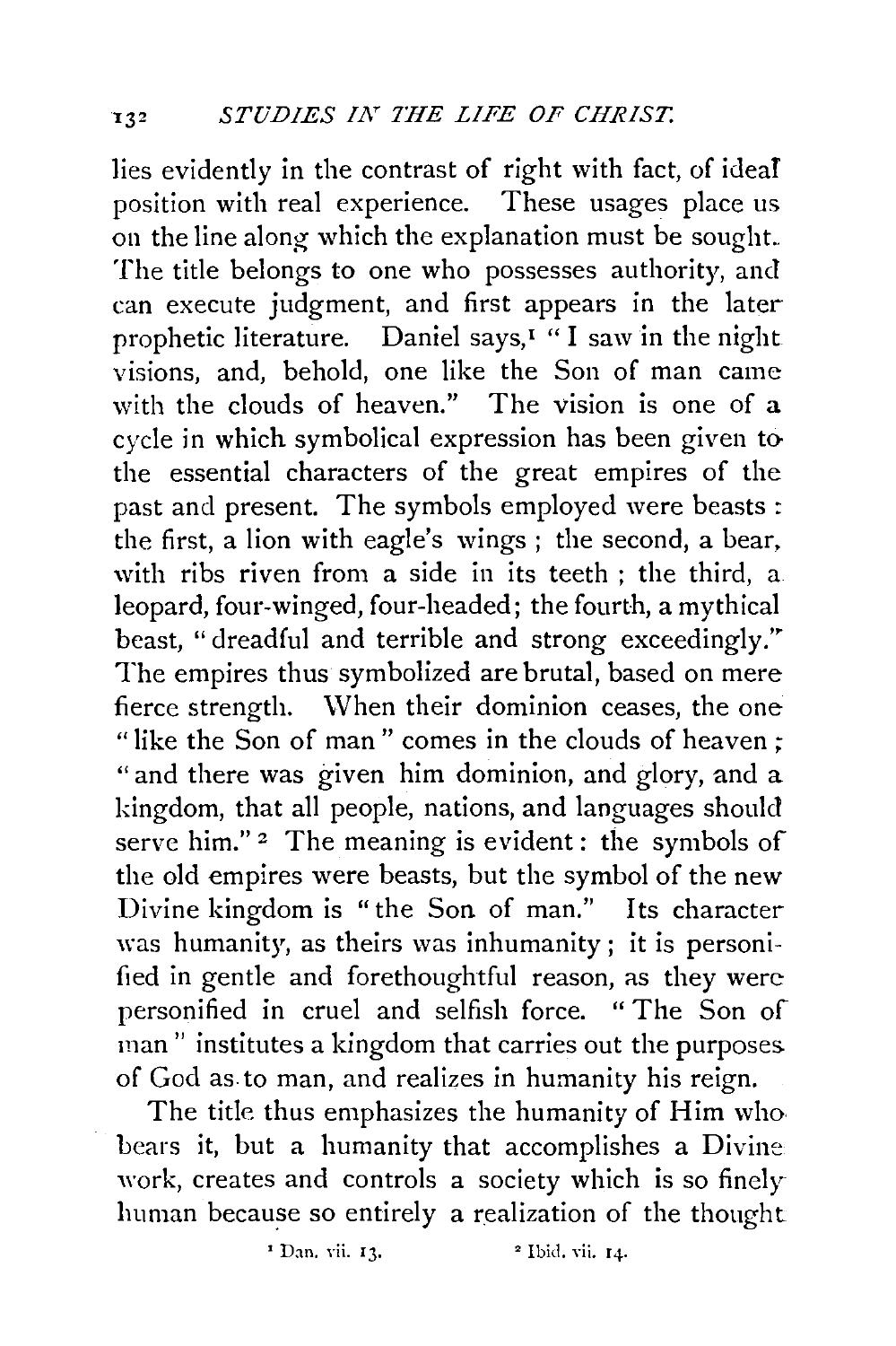lies evidently in the contrast of right with fact, of ideal position with real experience. These usages place us on the line along which the explanation must be sought. The title belongs to one who possesses authority, and can execute judgment, and first appears in the later prophetic literature. Daniel says,[1] "I saw in the night visions, and, behold, one like the Son of man came with the clouds of heaven." The vision is one of a cycle in which symbolical expression has been given to the essential characters of the great empires of the past and present. The symbols employed were beasts: the first, a lion with eagle's wings; the second, a bear, with ribs riven from a side in its teeth; the third, a leopard, four-winged, four-headed; the fourth, a mythical beast, "dreadful and terrible and strong exceedingly." The empires thus symbolized are brutal, based on mere fierce strength. When their dominion ceases, the one "like the Son of man" comes in the clouds of heaven; "and there was given him dominion, and glory, and a kingdom, that all people, nations, and languages should serve him."[2] The meaning is evident: the symbols of the old empires were beasts, but the symbol of the new Divine kingdom is "the Son of man." Its character was humanity, as theirs was inhumanity; it is personified in gentle and forethoughtful reason, as they were personified in cruel and selfish force. "The Son of man" institutes a kingdom that carries out the purposes of God as to man, and realizes in humanity his reign.

The title thus emphasizes the humanity of Him who bears it, but a humanity that accomplishes a Divine work, creates and controls a society which is so finely human because so entirely a realization of the thought

[1] Dan. vii. 13. [2] Ibid. vii. 14.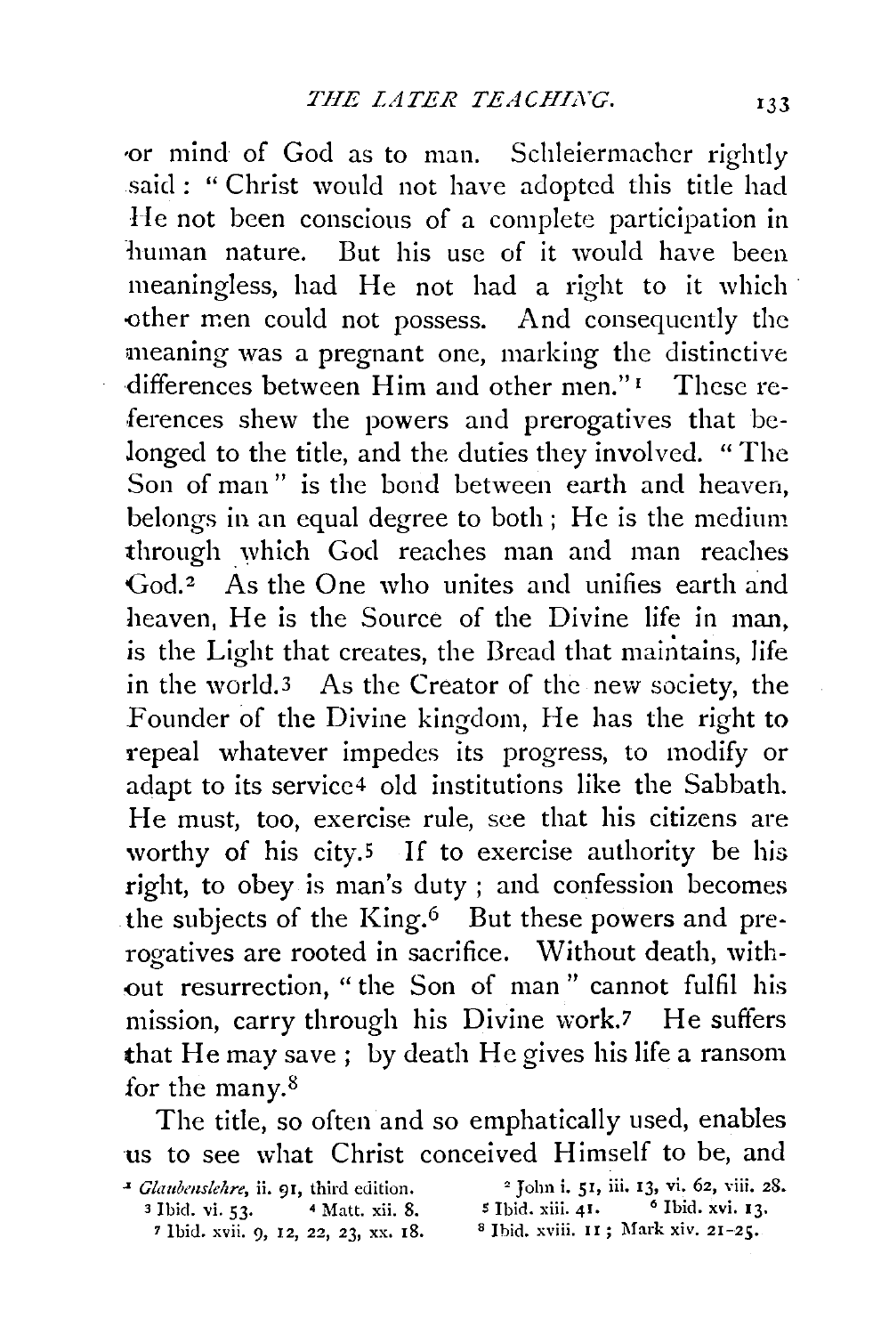or mind of God as to man. Schleiermacher rightly said: "Christ would not have adopted this title had He not been conscious of a complete participation in human nature. But his use of it would have been meaningless, had He not had a right to it which other men could not possess. And consequently the meaning was a pregnant one, marking the distinctive differences between Him and other men."[1] These references shew the powers and prerogatives that belonged to the title, and the duties they involved. "The Son of man" is the bond between earth and heaven, belongs in an equal degree to both; He is the medium through which God reaches man and man reaches God.[2] As the One who unites and unifies earth and heaven, He is the Source of the Divine life in man, is the Light that creates, the Bread that maintains, life in the world.[3] As the Creator of the new society, the Founder of the Divine kingdom, He has the right to repeal whatever impedes its progress, to modify or adapt to its service[4] old institutions like the Sabbath. He must, too, exercise rule, see that his citizens are worthy of his city.[5] If to exercise authority be his right, to obey is man's duty; and confession becomes the subjects of the King.[6] But these powers and prerogatives are rooted in sacrifice. Without death, without resurrection, "the Son of man" cannot fulfil his mission, carry through his Divine work.[7] He suffers that He may save; by death He gives his life a ransom for the many.[8]

The title, so often and so emphatically used, enables us to see what Christ conceived Himself to be, and

[1] *Glaubenslehre*, ii. 91, third edition.
[2] John i. 51, iii. 13, vi. 62, viii. 28.
[3] Ibid. vi. 53.
[4] Matt. xii. 8.
[5] Ibid. xiii. 41.
[6] Ibid. xvi. 13.
[7] Ibid. xvii. 9, 12, 22, 23, xx. 18.
[8] Ibid. xviii. 11; Mark xiv. 21-25.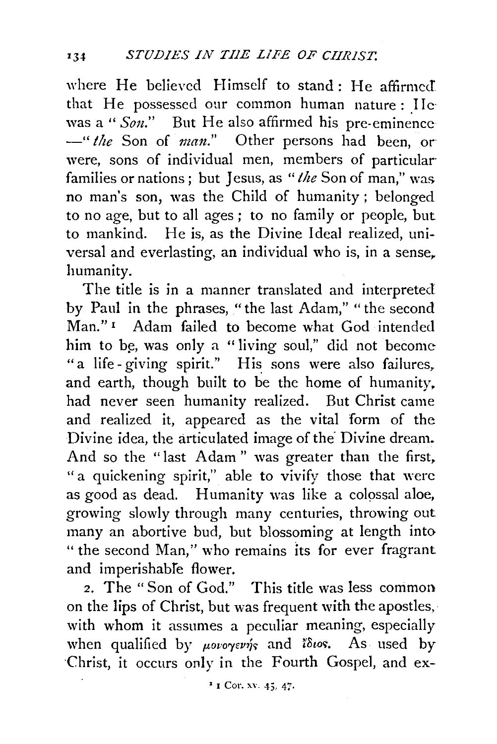where He believed Himself to stand: He affirmed that He possessed our common human nature: He was a "*Son*." But He also affirmed his pre-eminence —"*the* Son of *man*." Other persons had been, or were, sons of individual men, members of particular families or nations; but Jesus, as "*the* Son of man," was no man's son, was the Child of humanity; belonged to no age, but to all ages; to no family or people, but to mankind. He is, as the Divine Ideal realized, universal and everlasting, an individual who is, in a sense, humanity.

The title is in a manner translated and interpreted by Paul in the phrases, "the last Adam," "the second Man."[1] Adam failed to become what God intended him to be, was only a "living soul," did not become "a life-giving spirit." His sons were also failures, and earth, though built to be the home of humanity, had never seen humanity realized. But Christ came and realized it, appeared as the vital form of the Divine idea, the articulated image of the Divine dream. And so the "last Adam" was greater than the first, "a quickening spirit," able to vivify those that were as good as dead. Humanity was like a colossal aloe, growing slowly through many centuries, throwing out many an abortive bud, but blossoming at length into "the second Man," who remains its for ever fragrant and imperishable flower.

2. The "Son of God." This title was less common on the lips of Christ, but was frequent with the apostles, with whom it assumes a peculiar meaning, especially when qualified by *μονογενής* and *ἴδιος*. As used by Christ, it occurs only in the Fourth Gospel, and ex-

[1] 1 Cor. xv. 45, 47.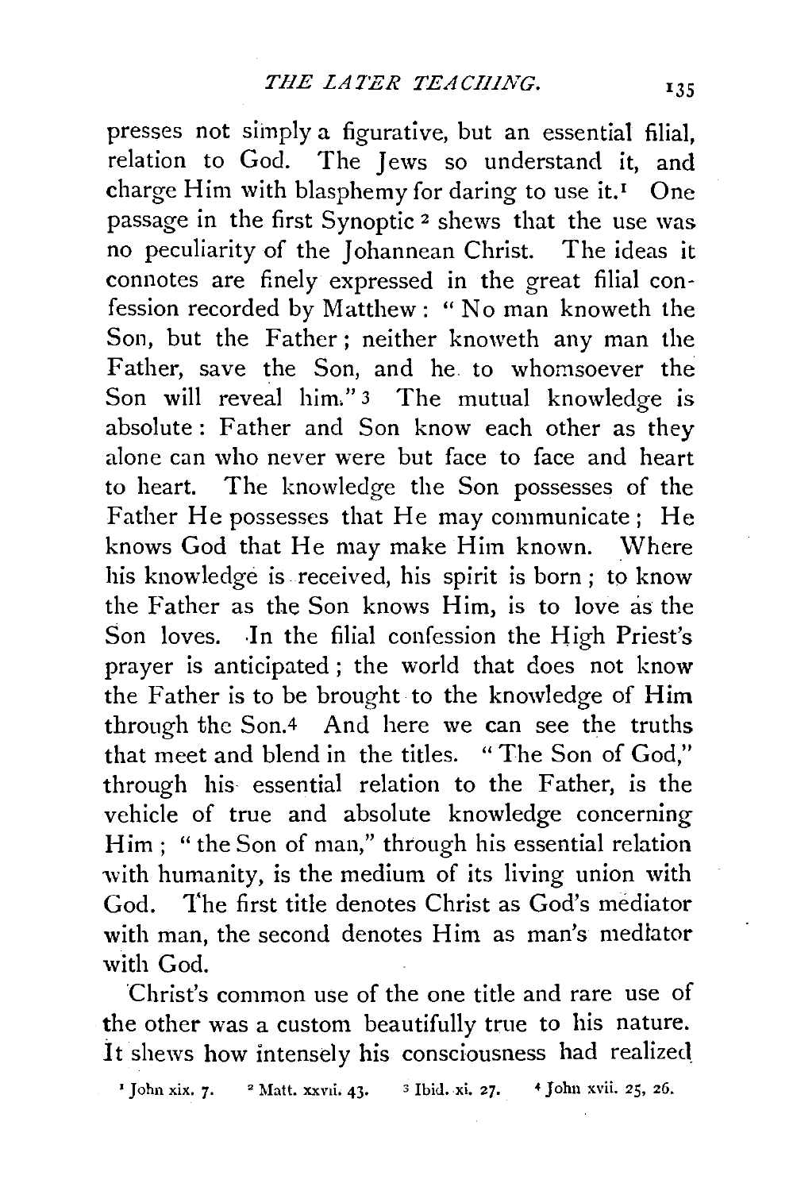presses not simply a figurative, but an essential filial, relation to God. The Jews so understand it, and charge Him with blasphemy for daring to use it.[1] One passage in the first Synoptic [2] shews that the use was no peculiarity of the Johannean Christ. The ideas it connotes are finely expressed in the great filial confession recorded by Matthew: "No man knoweth the Son, but the Father; neither knoweth any man the Father, save the Son, and he to whomsoever the Son will reveal him."[3] The mutual knowledge is absolute: Father and Son know each other as they alone can who never were but face to face and heart to heart. The knowledge the Son possesses of the Father He possesses that He may communicate; He knows God that He may make Him known. Where his knowledge is received, his spirit is born; to know the Father as the Son knows Him, is to love as the Son loves. In the filial confession the High Priest's prayer is anticipated; the world that does not know the Father is to be brought to the knowledge of Him through the Son.[4] And here we can see the truths that meet and blend in the titles. "The Son of God," through his essential relation to the Father, is the vehicle of true and absolute knowledge concerning Him; "the Son of man," through his essential relation with humanity, is the medium of its living union with God. The first title denotes Christ as God's mediator with man, the second denotes Him as man's mediator with God.

Christ's common use of the one title and rare use of the other was a custom beautifully true to his nature. It shews how intensely his consciousness had realized

[1] John xix. 7. [2] Matt. xxvii. 43. [3] Ibid. xi. 27. [4] John xvii. 25, 26.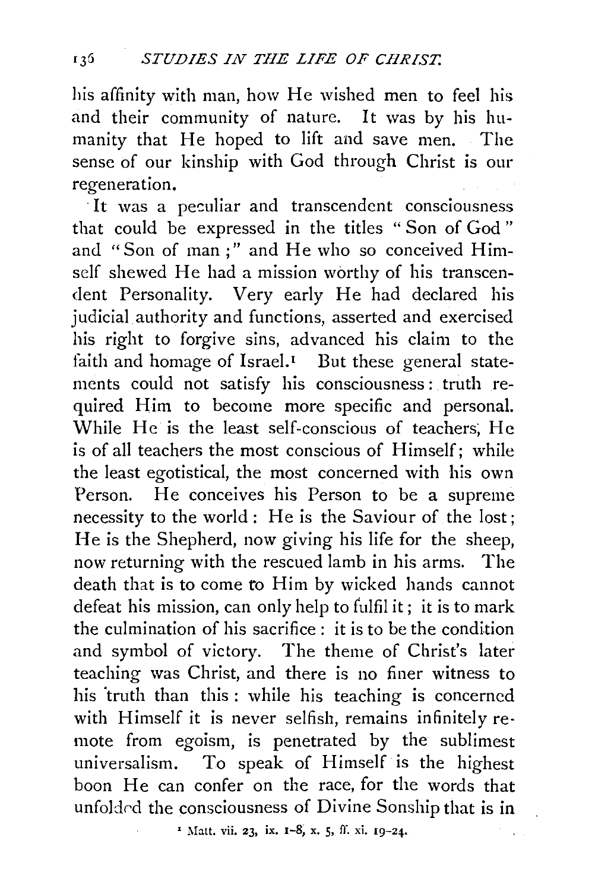his affinity with man, how He wished men to feel his and their community of nature. It was by his humanity that He hoped to lift and save men. The sense of our kinship with God through Christ is our regeneration.

It was a peculiar and transcendent consciousness that could be expressed in the titles "Son of God" and "Son of man;" and He who so conceived Himself shewed He had a mission worthy of his transcendent Personality. Very early He had declared his judicial authority and functions, asserted and exercised his right to forgive sins, advanced his claim to the faith and homage of Israel.[1] But these general statements could not satisfy his consciousness: truth required Him to become more specific and personal. While He is the least self-conscious of teachers, He is of all teachers the most conscious of Himself; while the least egotistical, the most concerned with his own Person. He conceives his Person to be a supreme necessity to the world: He is the Saviour of the lost; He is the Shepherd, now giving his life for the sheep, now returning with the rescued lamb in his arms. The death that is to come to Him by wicked hands cannot defeat his mission, can only help to fulfil it; it is to mark the culmination of his sacrifice: it is to be the condition and symbol of victory. The theme of Christ's later teaching was Christ, and there is no finer witness to his truth than this: while his teaching is concerned with Himself it is never selfish, remains infinitely remote from egoism, is penetrated by the sublimest universalism. To speak of Himself is the highest boon He can confer on the race, for the words that unfolded the consciousness of Divine Sonship that is in

[1] Matt. vii. 23, ix. 1-8, x. 5, ff. xi. 19-24.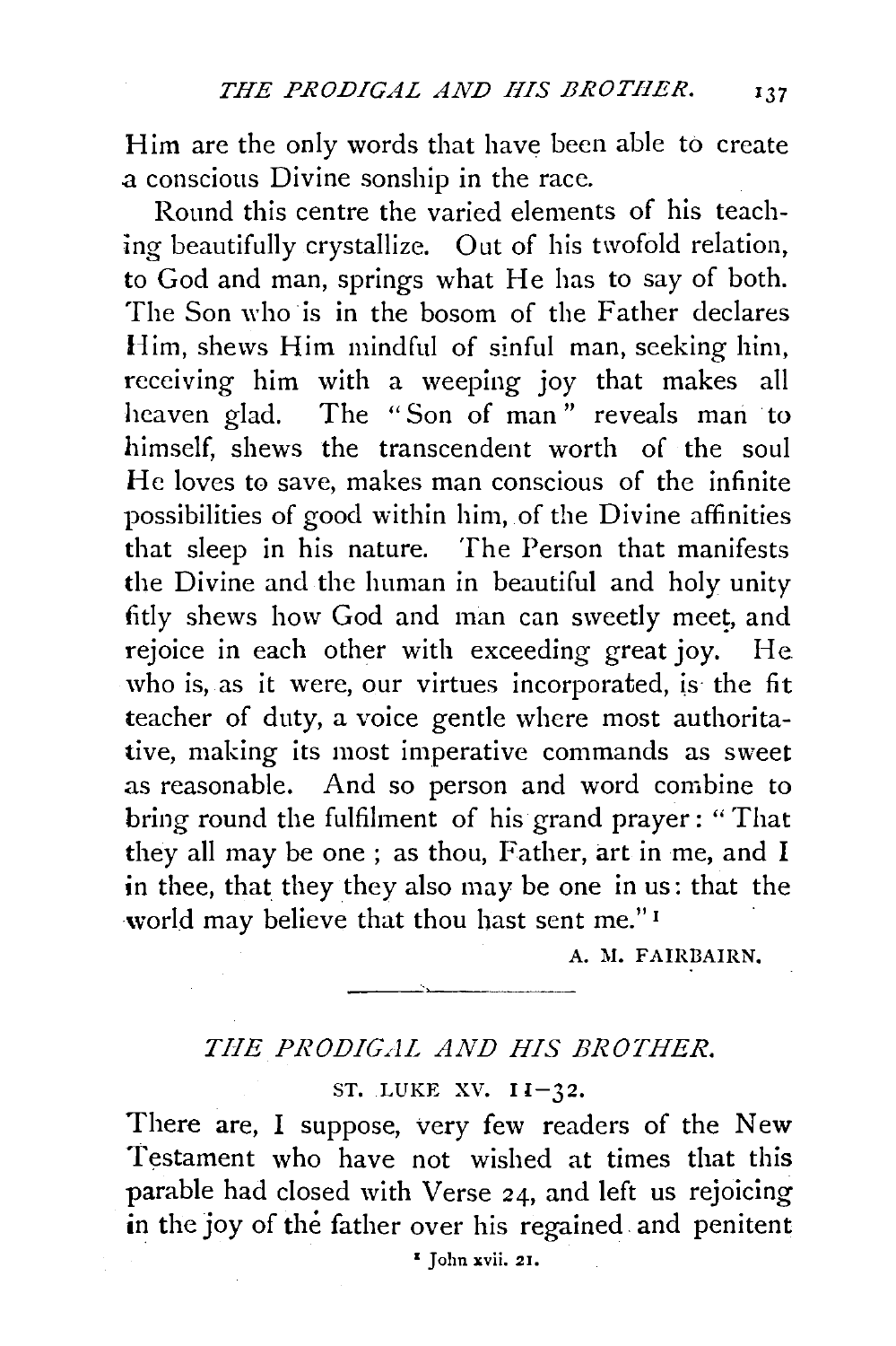Him are the only words that have been able to create a conscious Divine sonship in the race.

Round this centre the varied elements of his teaching beautifully crystallize. Out of his twofold relation, to God and man, springs what He has to say of both. The Son who is in the bosom of the Father declares Him, shews Him mindful of sinful man, seeking him, receiving him with a weeping joy that makes all heaven glad. The "Son of man" reveals man to himself, shews the transcendent worth of the soul He loves to save, makes man conscious of the infinite possibilities of good within him, of the Divine affinities that sleep in his nature. The Person that manifests the Divine and the human in beautiful and holy unity fitly shews how God and man can sweetly meet, and rejoice in each other with exceeding great joy. He who is, as it were, our virtues incorporated, is the fit teacher of duty, a voice gentle where most authoritative, making its most imperative commands as sweet as reasonable. And so person and word combine to bring round the fulfilment of his grand prayer: "That they all may be one; as thou, Father, art in me, and I in thee, that they they also may be one in us: that the world may believe that thou hast sent me."[1]

A. M. FAIRBAIRN.

---

## *THE PRODIGAL AND HIS BROTHER.*

ST. LUKE XV. 11–32.

There are, I suppose, very few readers of the New Testament who have not wished at times that this parable had closed with Verse 24, and left us rejoicing in the joy of the father over his regained and penitent

[1] John xvii. 21.